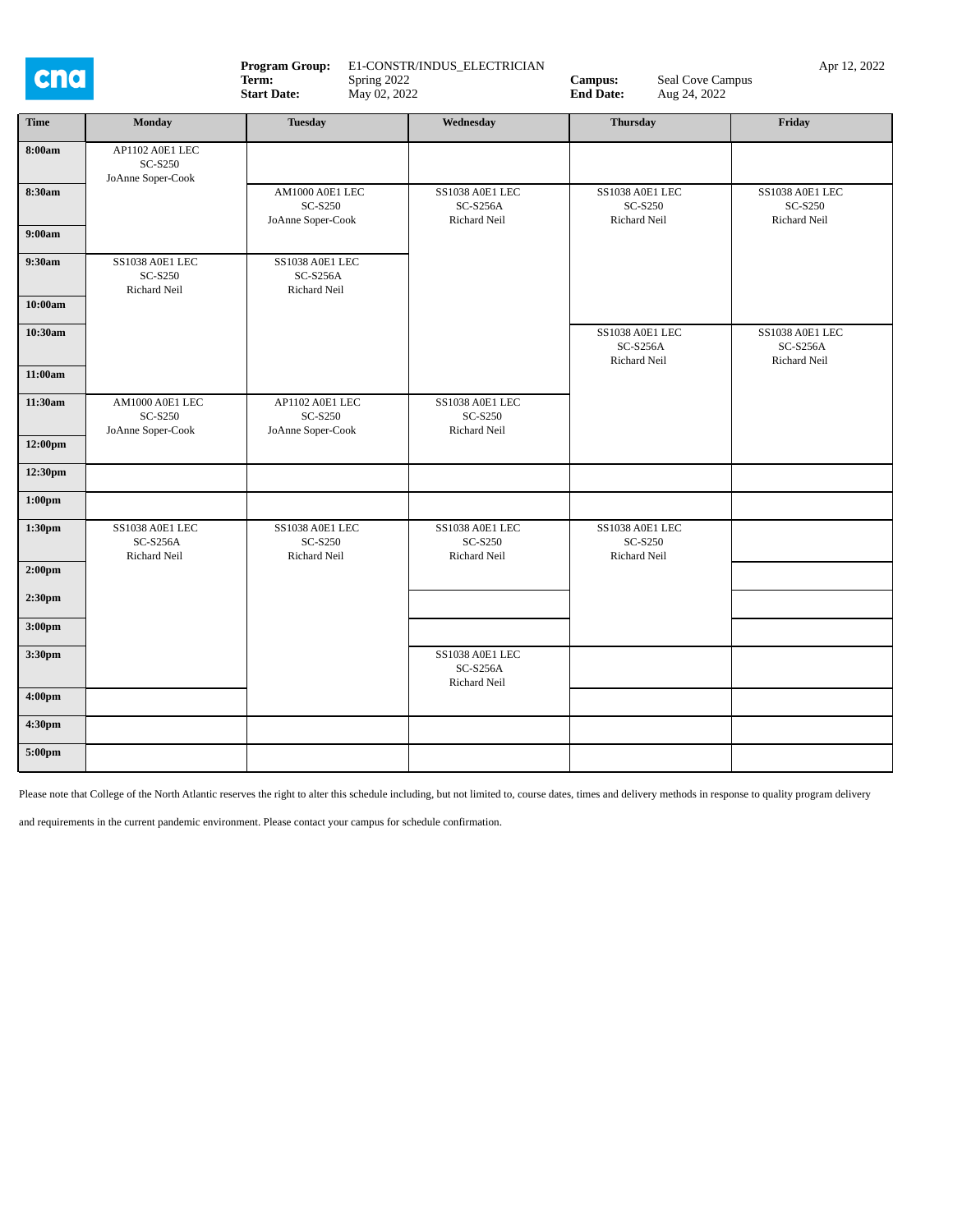**Program Group:** E1-CONSTR/INDUS_ELECTRICIAN
**Term:** Spring 2022
**Start Date:** May 02, 2022

**Campus:** Seal Cove Campus
**End Date:** Aug 24, 2022

Apr 12, 2022

| Time | Monday | Tuesday | Wednesday | Thursday | Friday |
|---|---|---|---|---|---|
| 8:00am | AP1102 A0E1 LEC SC-S250 JoAnne Soper-Cook | | | | |
| 8:30am | | AM1000 A0E1 LEC SC-S250 JoAnne Soper-Cook | SS1038 A0E1 LEC SC-S256A Richard Neil | SS1038 A0E1 LEC SC-S250 Richard Neil | SS1038 A0E1 LEC SC-S250 Richard Neil |
| 9:00am | | | | | |
| 9:30am | SS1038 A0E1 LEC SC-S250 Richard Neil | SS1038 A0E1 LEC SC-S256A Richard Neil | | | |
| 10:00am | | | | | |
| 10:30am | | | | SS1038 A0E1 LEC SC-S256A Richard Neil | SS1038 A0E1 LEC SC-S256A Richard Neil |
| 11:00am | | | | | |
| 11:30am | AM1000 A0E1 LEC SC-S250 JoAnne Soper-Cook | AP1102 A0E1 LEC SC-S250 JoAnne Soper-Cook | SS1038 A0E1 LEC SC-S250 Richard Neil | | |
| 12:00pm | | | | | |
| 12:30pm | | | | | |
| 1:00pm | | | | | |
| 1:30pm | SS1038 A0E1 LEC SC-S256A Richard Neil | SS1038 A0E1 LEC SC-S250 Richard Neil | SS1038 A0E1 LEC SC-S250 Richard Neil | SS1038 A0E1 LEC SC-S250 Richard Neil | |
| 2:00pm | | | | | |
| 2:30pm | | | | | |
| 3:00pm | | | | | |
| 3:30pm | | | SS1038 A0E1 LEC SC-S256A Richard Neil | | |
| 4:00pm | | | | | |
| 4:30pm | | | | | |
| 5:00pm | | | | | |

Please note that College of the North Atlantic reserves the right to alter this schedule including, but not limited to, course dates, times and delivery methods in response to quality program delivery and requirements in the current pandemic environment. Please contact your campus for schedule confirmation.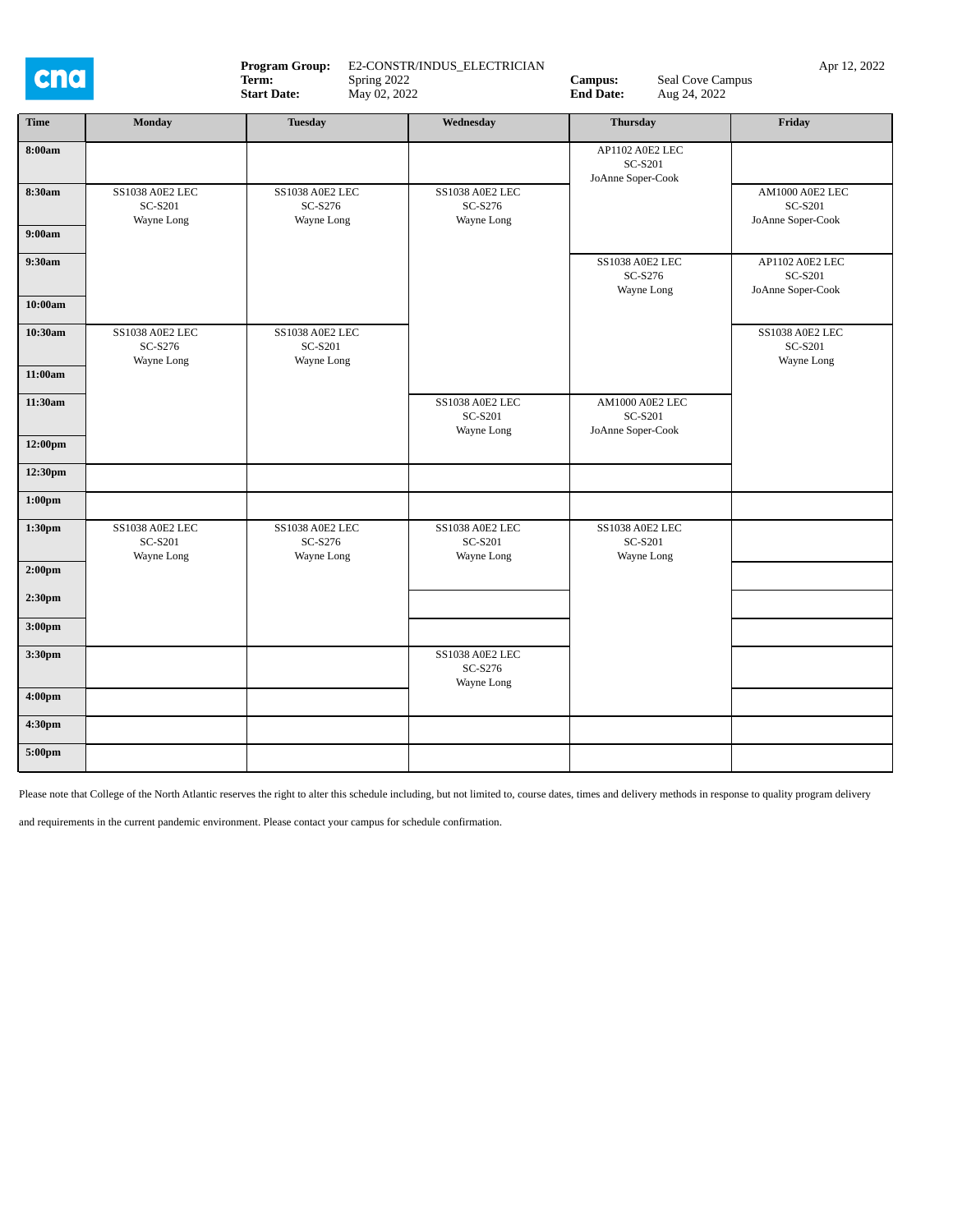**Program Group:** E2-CONSTR/INDUS_ELECTRICIAN
**Term:** Spring 2022
**Start Date:** May 02, 2022
**Campus:** Seal Cove Campus
**End Date:** Aug 24, 2022

Apr 12, 2022

| Time | Monday | Tuesday | Wednesday | Thursday | Friday |
|---|---|---|---|---|---|
| 8:00am | | | | AP1102 A0E2 LEC SC-S201 JoAnne Soper-Cook | |
| 8:30am | SS1038 A0E2 LEC SC-S201 Wayne Long | SS1038 A0E2 LEC SC-S276 Wayne Long | SS1038 A0E2 LEC SC-S276 Wayne Long | | AM1000 A0E2 LEC SC-S201 JoAnne Soper-Cook |
| 9:00am | | | | | |
| 9:30am | | | | SS1038 A0E2 LEC SC-S276 Wayne Long | AP1102 A0E2 LEC SC-S201 JoAnne Soper-Cook |
| 10:00am | | | | | |
| 10:30am | SS1038 A0E2 LEC SC-S276 Wayne Long | SS1038 A0E2 LEC SC-S201 Wayne Long | | | SS1038 A0E2 LEC SC-S201 Wayne Long |
| 11:00am | | | | | |
| 11:30am | | | SS1038 A0E2 LEC SC-S201 Wayne Long | AM1000 A0E2 LEC SC-S201 JoAnne Soper-Cook | |
| 12:00pm | | | | | |
| 12:30pm | | | | | |
| 1:00pm | | | | | |
| 1:30pm | SS1038 A0E2 LEC SC-S201 Wayne Long | SS1038 A0E2 LEC SC-S276 Wayne Long | SS1038 A0E2 LEC SC-S201 Wayne Long | SS1038 A0E2 LEC SC-S201 Wayne Long | |
| 2:00pm | | | | | |
| 2:30pm | | | | | |
| 3:00pm | | | | | |
| 3:30pm | | | SS1038 A0E2 LEC SC-S276 Wayne Long | | |
| 4:00pm | | | | | |
| 4:30pm | | | | | |
| 5:00pm | | | | | |

Please note that College of the North Atlantic reserves the right to alter this schedule including, but not limited to, course dates, times and delivery methods in response to quality program delivery and requirements in the current pandemic environment. Please contact your campus for schedule confirmation.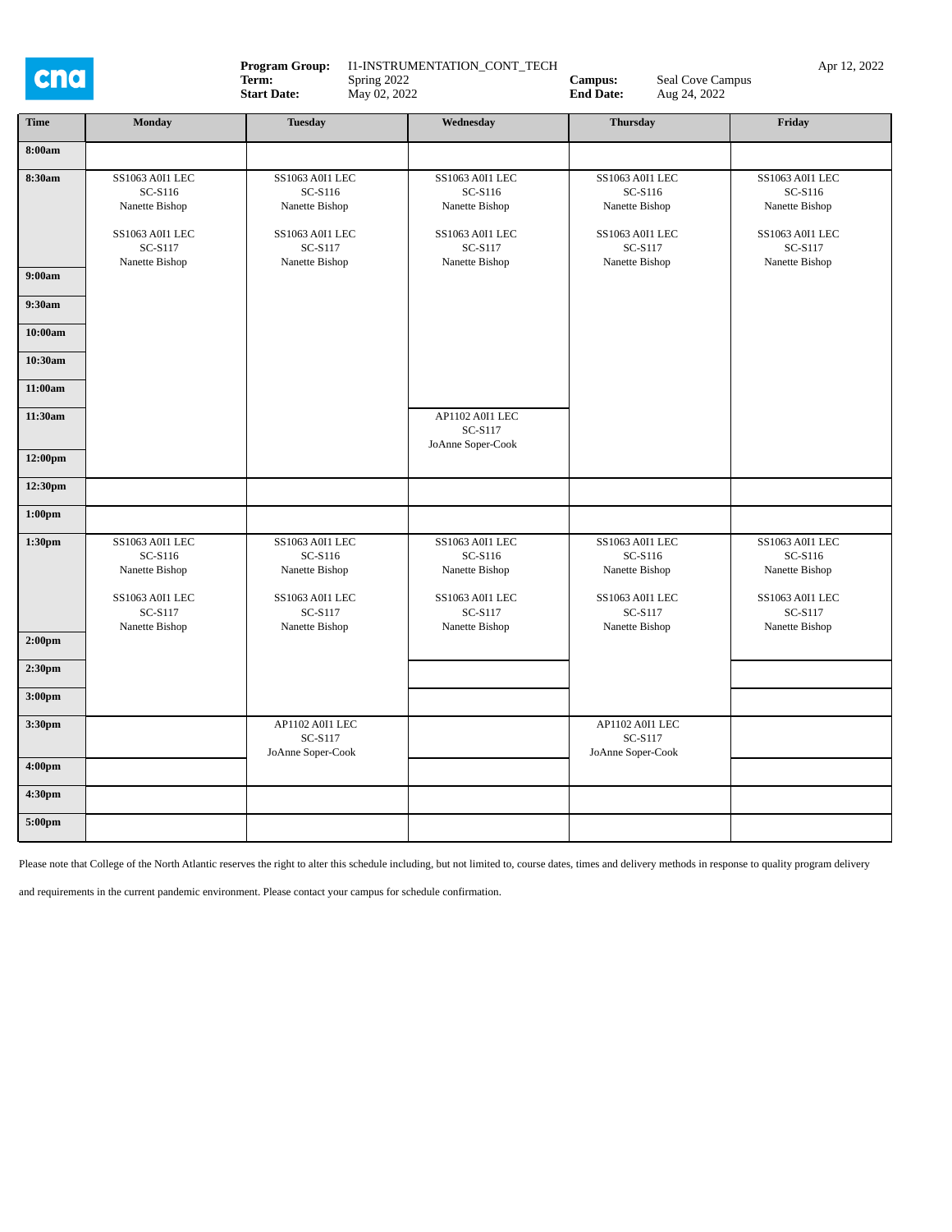**Program Group:** I1-INSTRUMENTATION_CONT_TECH
**Term:** Spring 2022
**Start Date:** May 02, 2022
**Campus:** Seal Cove Campus
**End Date:** Aug 24, 2022

Apr 12, 2022

| Time | Monday | Tuesday | Wednesday | Thursday | Friday |
|---|---|---|---|---|---|
| 8:00am | | | | | |
| 8:30am | SS1063 A0I1 LEC SC-S116 Nanette Bishop; SS1063 A0I1 LEC SC-S117 Nanette Bishop | SS1063 A0I1 LEC SC-S116 Nanette Bishop; SS1063 A0I1 LEC SC-S117 Nanette Bishop | SS1063 A0I1 LEC SC-S116 Nanette Bishop; SS1063 A0I1 LEC SC-S117 Nanette Bishop | SS1063 A0I1 LEC SC-S116 Nanette Bishop; SS1063 A0I1 LEC SC-S117 Nanette Bishop | SS1063 A0I1 LEC SC-S116 Nanette Bishop; SS1063 A0I1 LEC SC-S117 Nanette Bishop |
| 9:00am | | | | | |
| 9:30am | | | | | |
| 10:00am | | | | | |
| 10:30am | | | | | |
| 11:00am | | | | | |
| 11:30am | | | AP1102 A0I1 LEC SC-S117 JoAnne Soper-Cook | | |
| 12:00pm | | | | | |
| 12:30pm | | | | | |
| 1:00pm | | | | | |
| 1:30pm | SS1063 A0I1 LEC SC-S116 Nanette Bishop; SS1063 A0I1 LEC SC-S117 Nanette Bishop | SS1063 A0I1 LEC SC-S116 Nanette Bishop; SS1063 A0I1 LEC SC-S117 Nanette Bishop | SS1063 A0I1 LEC SC-S116 Nanette Bishop; SS1063 A0I1 LEC SC-S117 Nanette Bishop | SS1063 A0I1 LEC SC-S116 Nanette Bishop; SS1063 A0I1 LEC SC-S117 Nanette Bishop | SS1063 A0I1 LEC SC-S116 Nanette Bishop; SS1063 A0I1 LEC SC-S117 Nanette Bishop |
| 2:00pm | | | | | |
| 2:30pm | | | | | |
| 3:00pm | | | | | |
| 3:30pm | | AP1102 A0I1 LEC SC-S117 JoAnne Soper-Cook | | AP1102 A0I1 LEC SC-S117 JoAnne Soper-Cook | |
| 4:00pm | | | | | |
| 4:30pm | | | | | |
| 5:00pm | | | | | |

Please note that College of the North Atlantic reserves the right to alter this schedule including, but not limited to, course dates, times and delivery methods in response to quality program delivery and requirements in the current pandemic environment. Please contact your campus for schedule confirmation.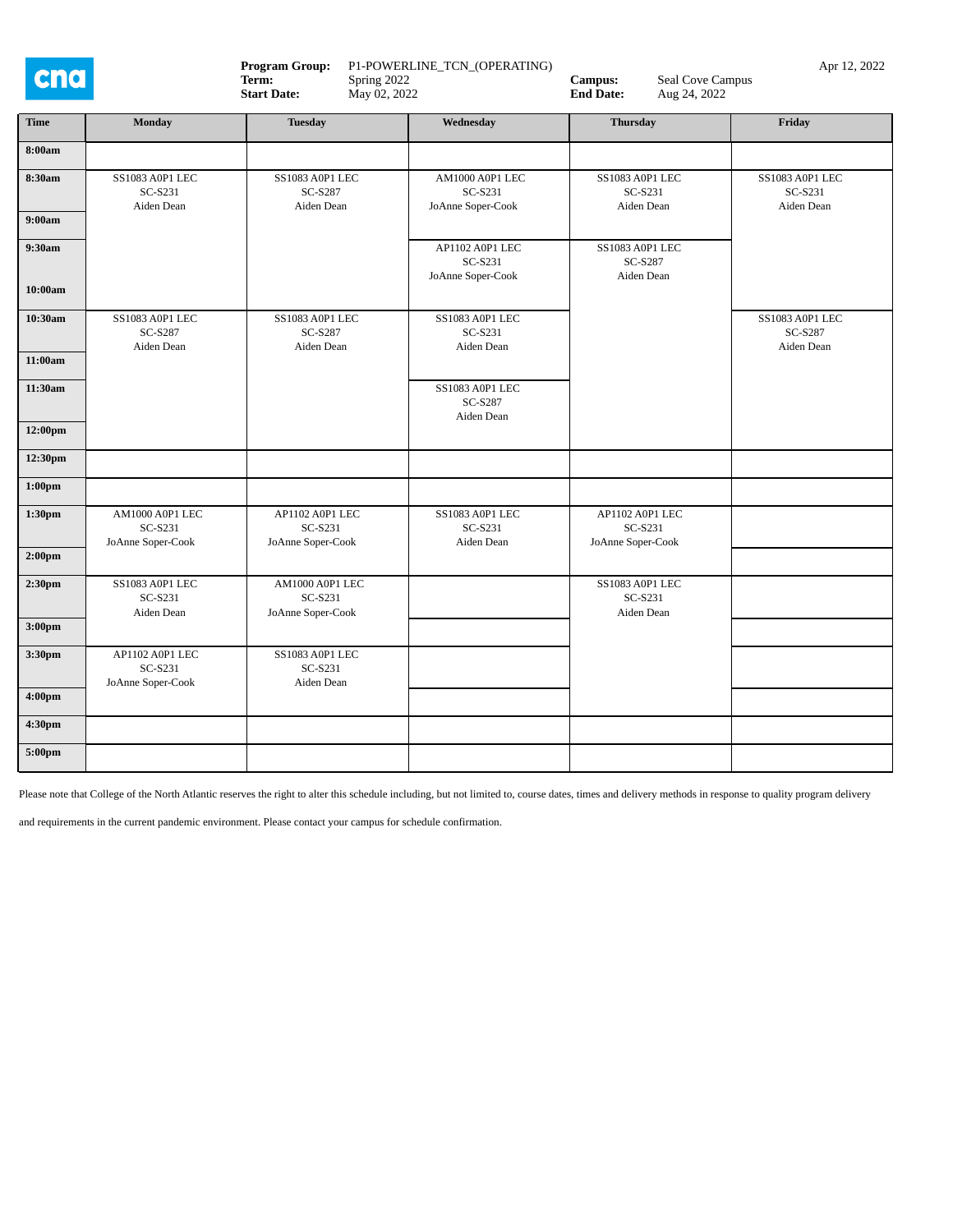**Program Group:** P1-POWERLINE_TCN_(OPERATING)
**Term:** Spring 2022
**Start Date:** May 02, 2022
**Campus:** Seal Cove Campus
**End Date:** Aug 24, 2022

Apr 12, 2022

| Time | Monday | Tuesday | Wednesday | Thursday | Friday |
|---|---|---|---|---|---|
| 8:00am | | | | | |
| 8:30am | SS1083 A0P1 LEC SC-S231 Aiden Dean | SS1083 A0P1 LEC SC-S287 Aiden Dean | AM1000 A0P1 LEC SC-S231 JoAnne Soper-Cook | SS1083 A0P1 LEC SC-S231 Aiden Dean | SS1083 A0P1 LEC SC-S231 Aiden Dean |
| 9:00am | | | | | |
| 9:30am | | | AP1102 A0P1 LEC SC-S231 JoAnne Soper-Cook | SS1083 A0P1 LEC SC-S287 Aiden Dean | |
| 10:00am | | | | | |
| 10:30am | SS1083 A0P1 LEC SC-S287 Aiden Dean | SS1083 A0P1 LEC SC-S287 Aiden Dean | SS1083 A0P1 LEC SC-S231 Aiden Dean | | SS1083 A0P1 LEC SC-S287 Aiden Dean |
| 11:00am | | | | | |
| 11:30am | | | SS1083 A0P1 LEC SC-S287 Aiden Dean | | |
| 12:00pm | | | | | |
| 12:30pm | | | | | |
| 1:00pm | | | | | |
| 1:30pm | AM1000 A0P1 LEC SC-S231 JoAnne Soper-Cook | AP1102 A0P1 LEC SC-S231 JoAnne Soper-Cook | SS1083 A0P1 LEC SC-S231 Aiden Dean | AP1102 A0P1 LEC SC-S231 JoAnne Soper-Cook | |
| 2:00pm | | | | | |
| 2:30pm | SS1083 A0P1 LEC SC-S231 Aiden Dean | AM1000 A0P1 LEC SC-S231 JoAnne Soper-Cook | | SS1083 A0P1 LEC SC-S231 Aiden Dean | |
| 3:00pm | | | | | |
| 3:30pm | AP1102 A0P1 LEC SC-S231 JoAnne Soper-Cook | SS1083 A0P1 LEC SC-S231 Aiden Dean | | | |
| 4:00pm | | | | | |
| 4:30pm | | | | | |
| 5:00pm | | | | | |

Please note that College of the North Atlantic reserves the right to alter this schedule including, but not limited to, course dates, times and delivery methods in response to quality program delivery and requirements in the current pandemic environment. Please contact your campus for schedule confirmation.